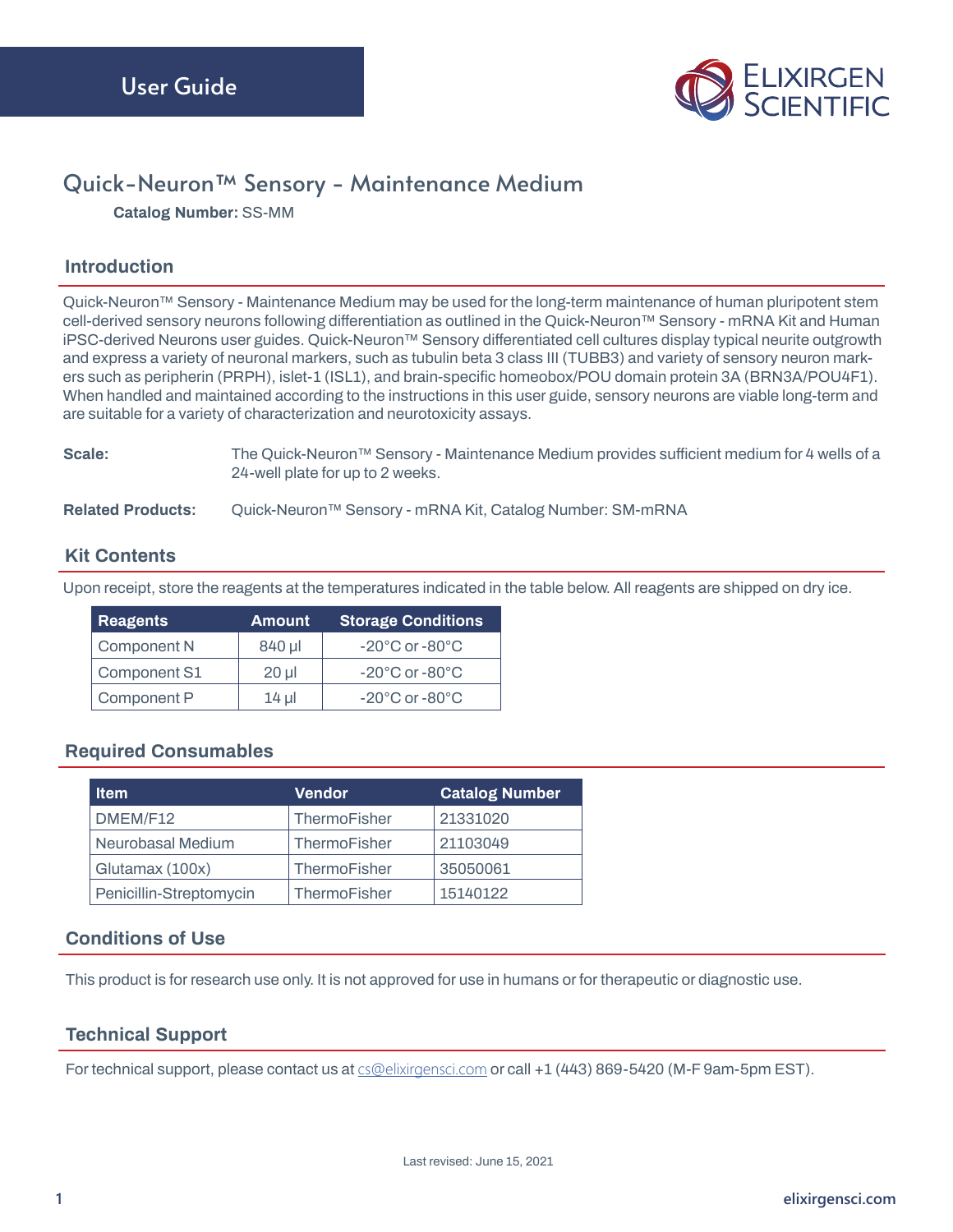User Guide

ELIXIRGEN SCIENTIFIC

# Quick-Neuron™ Sensory - Maintenance Medium

**Catalog Number:** SS-MM

## Introduction

Quick-Neuron™ Sensory - Maintenance Medium may be used for the long-term maintenance of human pluripotent stem cell-derived sensory neurons following differentiation as outlined in the Quick-Neuron™ Sensory - mRNA Kit and Human iPSC-derived Neurons user guides. Quick-Neuron™ Sensory differentiated cell cultures display typical neurite outgrowth and express a variety of neuronal markers, such as tubulin beta 3 class III (TUBB3) and variety of sensory neuron markers such as peripherin (PRPH), islet-1 (ISL1), and brain-specific homeobox/POU domain protein 3A (BRN3A/POU4F1). When handled and maintained according to the instructions in this user guide, sensory neurons are viable long-term and are suitable for a variety of characterization and neurotoxicity assays.

**Scale:** The Quick-Neuron™ Sensory - Maintenance Medium provides sufficient medium for 4 wells of a 24-well plate for up to 2 weeks.

**Related Products:** Quick-Neuron™ Sensory - mRNA Kit, Catalog Number: SM-mRNA

## Kit Contents

Upon receipt, store the reagents at the temperatures indicated in the table below. All reagents are shipped on dry ice.

| Reagents | Amount | Storage Conditions |
|---|---|---|
| Component N | 840 µl | -20°C or -80°C |
| Component S1 | 20 µl | -20°C or -80°C |
| Component P | 14 µl | -20°C or -80°C |

## Required Consumables

| Item | Vendor | Catalog Number |
|---|---|---|
| DMEM/F12 | ThermoFisher | 21331020 |
| Neurobasal Medium | ThermoFisher | 21103049 |
| Glutamax (100x) | ThermoFisher | 35050061 |
| Penicillin-Streptomycin | ThermoFisher | 15140122 |

## Conditions of Use

This product is for research use only. It is not approved for use in humans or for therapeutic or diagnostic use.

## Technical Support

For technical support, please contact us at cs@elixirgensci.com or call +1 (443) 869-5420 (M-F 9am-5pm EST).

Last revised: June 15, 2021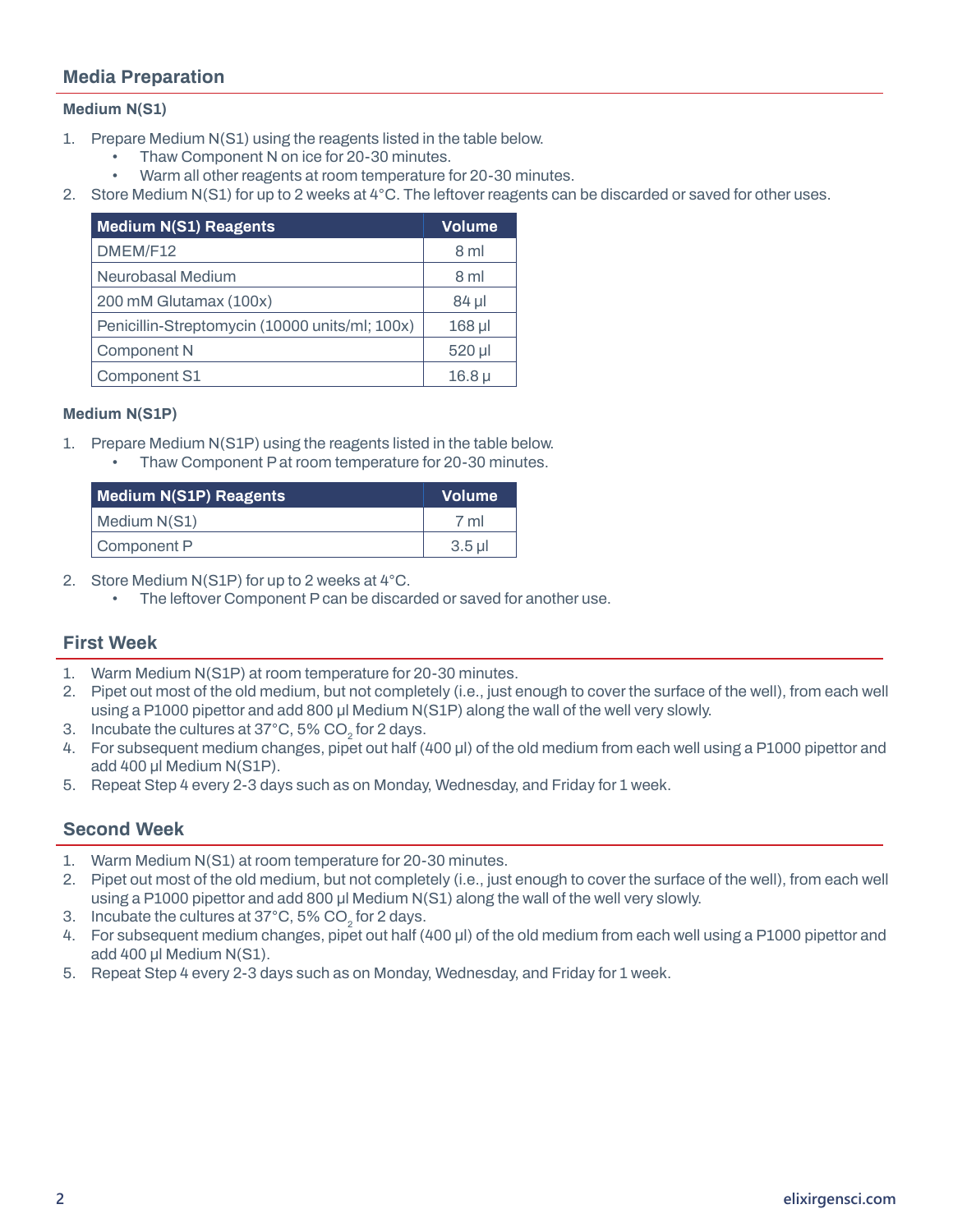## Media Preparation

### Medium N(S1)

1. Prepare Medium N(S1) using the reagents listed in the table below.
   - Thaw Component N on ice for 20-30 minutes.
   - Warm all other reagents at room temperature for 20-30 minutes.
2. Store Medium N(S1) for up to 2 weeks at 4°C. The leftover reagents can be discarded or saved for other uses.

| Medium N(S1) Reagents | Volume |
|---|---|
| DMEM/F12 | 8 ml |
| Neurobasal Medium | 8 ml |
| 200 mM Glutamax (100x) | 84 µl |
| Penicillin-Streptomycin (10000 units/ml; 100x) | 168 µl |
| Component N | 520 µl |
| Component S1 | 16.8 µ |

### Medium N(S1P)

1. Prepare Medium N(S1P) using the reagents listed in the table below.
   - Thaw Component P at room temperature for 20-30 minutes.

| Medium N(S1P) Reagents | Volume |
|---|---|
| Medium N(S1) | 7 ml |
| Component P | 3.5 µl |

2. Store Medium N(S1P) for up to 2 weeks at 4°C.
   - The leftover Component P can be discarded or saved for another use.

## First Week

1. Warm Medium N(S1P) at room temperature for 20-30 minutes.
2. Pipet out most of the old medium, but not completely (i.e., just enough to cover the surface of the well), from each well using a P1000 pipettor and add 800 µl Medium N(S1P) along the wall of the well very slowly.
3. Incubate the cultures at 37°C, 5% $CO_2$ for 2 days.
4. For subsequent medium changes, pipet out half (400 µl) of the old medium from each well using a P1000 pipettor and add 400 µl Medium N(S1P).
5. Repeat Step 4 every 2-3 days such as on Monday, Wednesday, and Friday for 1 week.

## Second Week

1. Warm Medium N(S1) at room temperature for 20-30 minutes.
2. Pipet out most of the old medium, but not completely (i.e., just enough to cover the surface of the well), from each well using a P1000 pipettor and add 800 µl Medium N(S1) along the wall of the well very slowly.
3. Incubate the cultures at 37°C, 5% $CO_2$ for 2 days.
4. For subsequent medium changes, pipet out half (400 µl) of the old medium from each well using a P1000 pipettor and add 400 µl Medium N(S1).
5. Repeat Step 4 every 2-3 days such as on Monday, Wednesday, and Friday for 1 week.